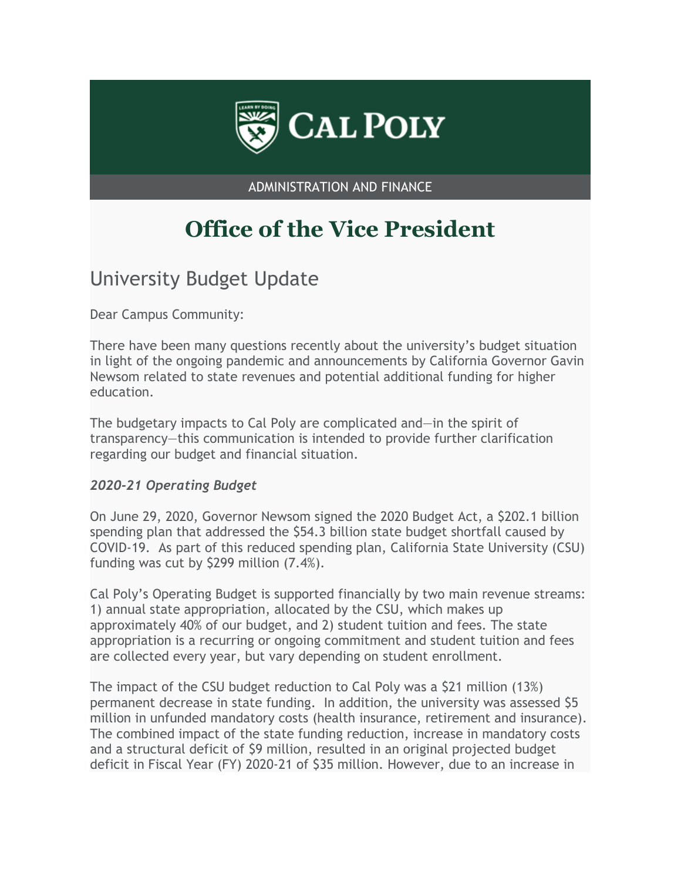CAL POLY

ADMINISTRATION AND FINANCE

# Office of the Vice President

## University Budget Update

Dear Campus Community:

There have been many questions recently about the university's budget situation in light of the ongoing pandemic and announcements by California Governor Gavin Newsom related to state revenues and potential additional funding for higher education.

The budgetary impacts to Cal Poly are complicated and—in the spirit of transparency—this communication is intended to provide further clarification regarding our budget and financial situation.

### *2020-21 Operating Budget*

On June 29, 2020, Governor Newsom signed the 2020 Budget Act, a $202.1 billion spending plan that addressed the $54.3 billion state budget shortfall caused by COVID-19. As part of this reduced spending plan, California State University (CSU) funding was cut by $299 million (7.4%).

Cal Poly's Operating Budget is supported financially by two main revenue streams: 1) annual state appropriation, allocated by the CSU, which makes up approximately 40% of our budget, and 2) student tuition and fees. The state appropriation is a recurring or ongoing commitment and student tuition and fees are collected every year, but vary depending on student enrollment.

The impact of the CSU budget reduction to Cal Poly was a $21 million (13%) permanent decrease in state funding. In addition, the university was assessed $5 million in unfunded mandatory costs (health insurance, retirement and insurance). The combined impact of the state funding reduction, increase in mandatory costs and a structural deficit of $9 million, resulted in an original projected budget deficit in Fiscal Year (FY) 2020-21 of $35 million. However, due to an increase in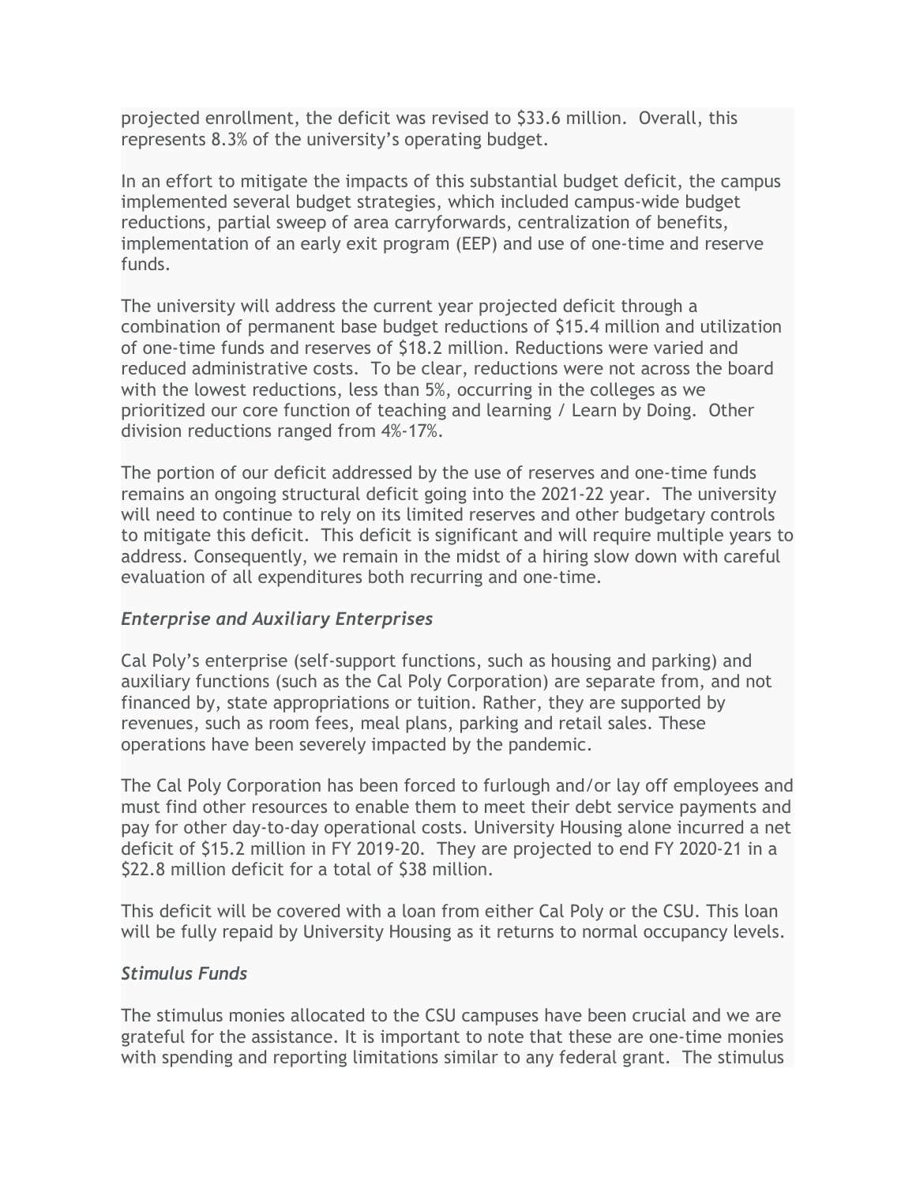projected enrollment, the deficit was revised to $33.6 million.  Overall, this represents 8.3% of the university's operating budget.

In an effort to mitigate the impacts of this substantial budget deficit, the campus implemented several budget strategies, which included campus-wide budget reductions, partial sweep of area carryforwards, centralization of benefits, implementation of an early exit program (EEP) and use of one-time and reserve funds.

The university will address the current year projected deficit through a combination of permanent base budget reductions of $15.4 million and utilization of one-time funds and reserves of $18.2 million. Reductions were varied and reduced administrative costs.  To be clear, reductions were not across the board with the lowest reductions, less than 5%, occurring in the colleges as we prioritized our core function of teaching and learning / Learn by Doing.  Other division reductions ranged from 4%-17%.

The portion of our deficit addressed by the use of reserves and one-time funds remains an ongoing structural deficit going into the 2021-22 year.  The university will need to continue to rely on its limited reserves and other budgetary controls to mitigate this deficit.  This deficit is significant and will require multiple years to address. Consequently, we remain in the midst of a hiring slow down with careful evaluation of all expenditures both recurring and one-time.

### *Enterprise and Auxiliary Enterprises*

Cal Poly's enterprise (self-support functions, such as housing and parking) and auxiliary functions (such as the Cal Poly Corporation) are separate from, and not financed by, state appropriations or tuition. Rather, they are supported by revenues, such as room fees, meal plans, parking and retail sales. These operations have been severely impacted by the pandemic.

The Cal Poly Corporation has been forced to furlough and/or lay off employees and must find other resources to enable them to meet their debt service payments and pay for other day-to-day operational costs. University Housing alone incurred a net deficit of $15.2 million in FY 2019-20.  They are projected to end FY 2020-21 in a $22.8 million deficit for a total of $38 million.

This deficit will be covered with a loan from either Cal Poly or the CSU. This loan will be fully repaid by University Housing as it returns to normal occupancy levels.

### *Stimulus Funds*

The stimulus monies allocated to the CSU campuses have been crucial and we are grateful for the assistance. It is important to note that these are one-time monies with spending and reporting limitations similar to any federal grant.  The stimulus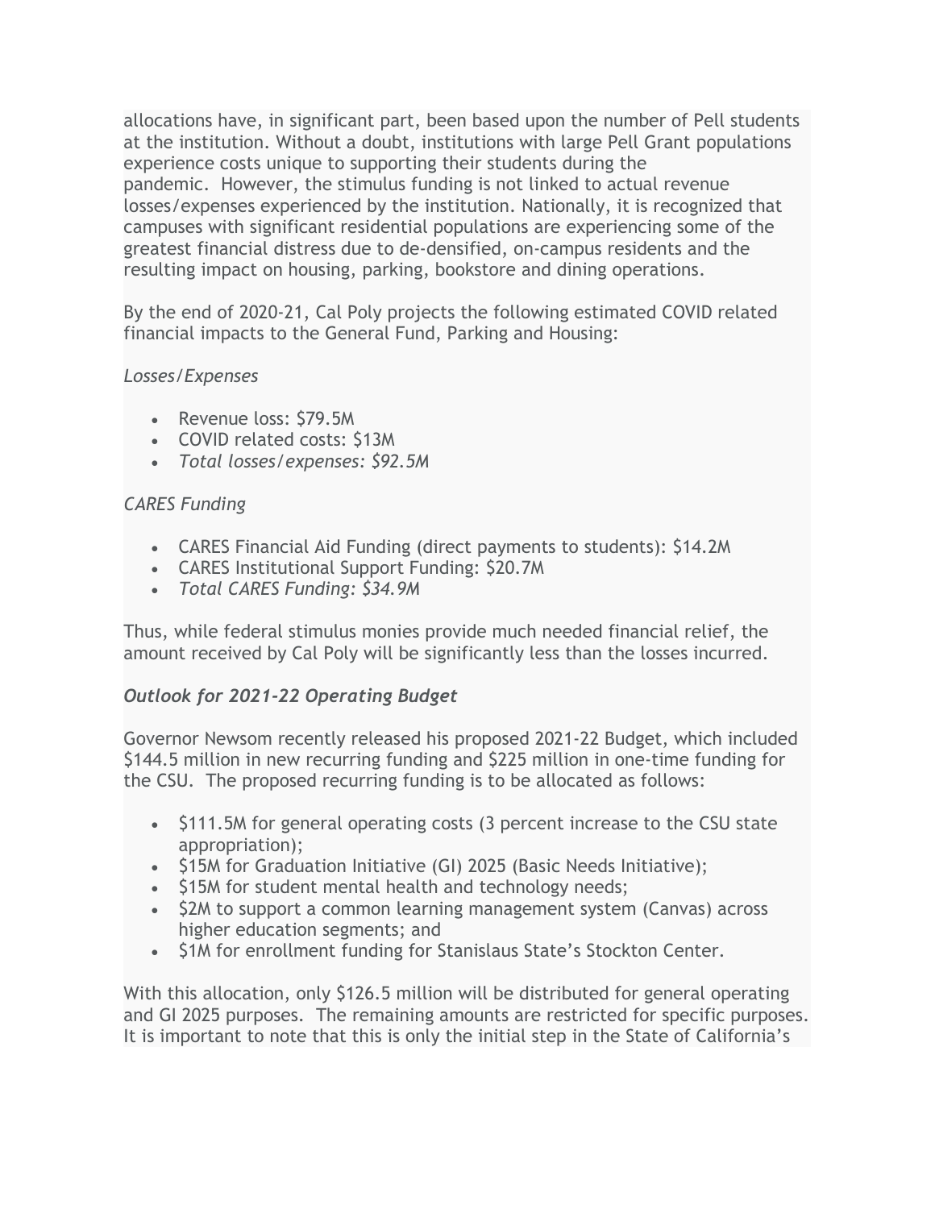allocations have, in significant part, been based upon the number of Pell students at the institution. Without a doubt, institutions with large Pell Grant populations experience costs unique to supporting their students during the pandemic. However, the stimulus funding is not linked to actual revenue losses/expenses experienced by the institution. Nationally, it is recognized that campuses with significant residential populations are experiencing some of the greatest financial distress due to de-densified, on-campus residents and the resulting impact on housing, parking, bookstore and dining operations.

By the end of 2020-21, Cal Poly projects the following estimated COVID related financial impacts to the General Fund, Parking and Housing:

*Losses/Expenses*

- Revenue loss: $79.5M
- COVID related costs: $13M
- *Total losses/expenses: $92.5M*

*CARES Funding*

- CARES Financial Aid Funding (direct payments to students): $14.2M
- CARES Institutional Support Funding: $20.7M
- *Total CARES Funding: $34.9M*

Thus, while federal stimulus monies provide much needed financial relief, the amount received by Cal Poly will be significantly less than the losses incurred.

*Outlook for 2021-22 Operating Budget*

Governor Newsom recently released his proposed 2021-22 Budget, which included $144.5 million in new recurring funding and $225 million in one-time funding for the CSU. The proposed recurring funding is to be allocated as follows:

- $111.5M for general operating costs (3 percent increase to the CSU state appropriation);
- $15M for Graduation Initiative (GI) 2025 (Basic Needs Initiative);
- $15M for student mental health and technology needs;
- $2M to support a common learning management system (Canvas) across higher education segments; and
- $1M for enrollment funding for Stanislaus State's Stockton Center.

With this allocation, only $126.5 million will be distributed for general operating and GI 2025 purposes. The remaining amounts are restricted for specific purposes. It is important to note that this is only the initial step in the State of California's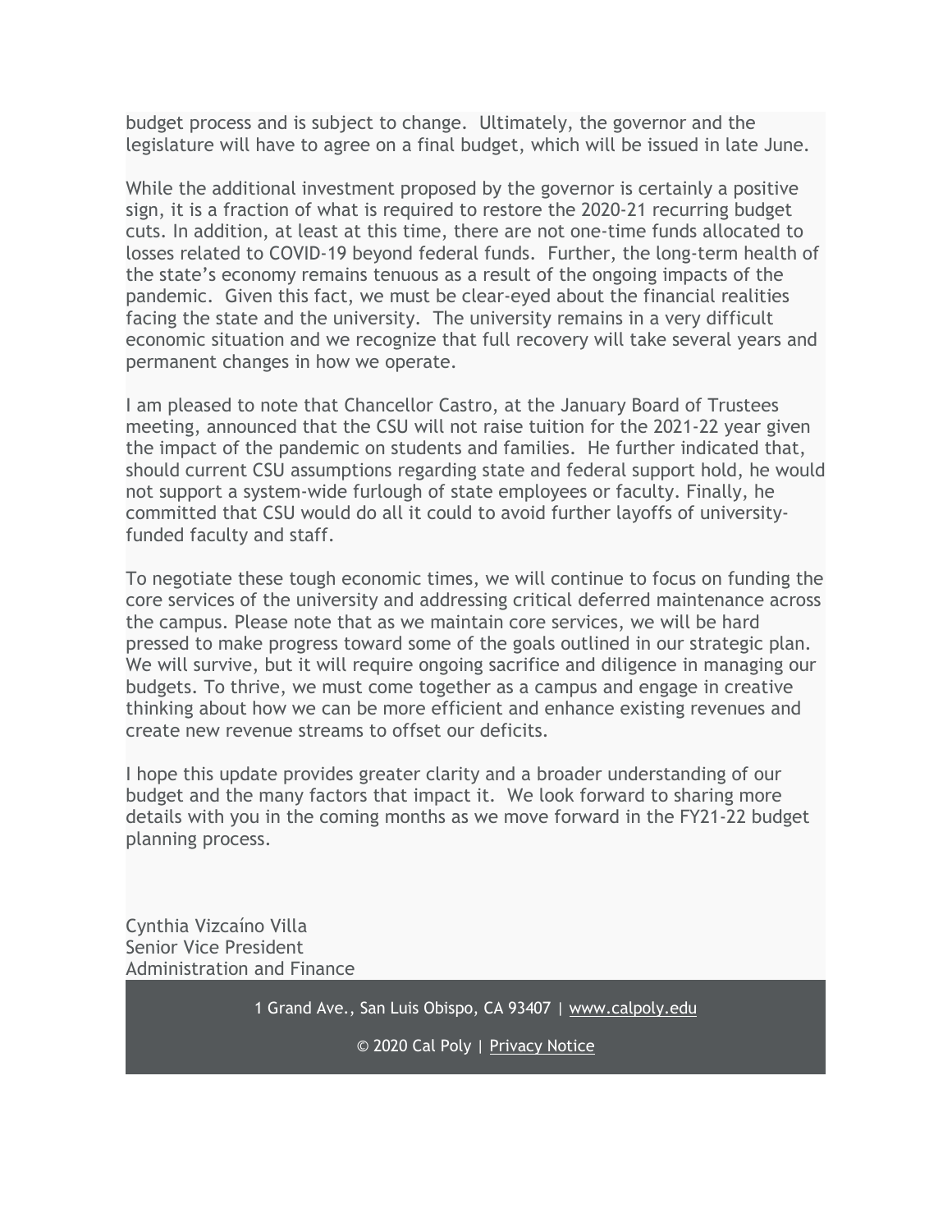budget process and is subject to change. Ultimately, the governor and the legislature will have to agree on a final budget, which will be issued in late June.

While the additional investment proposed by the governor is certainly a positive sign, it is a fraction of what is required to restore the 2020-21 recurring budget cuts. In addition, at least at this time, there are not one-time funds allocated to losses related to COVID-19 beyond federal funds. Further, the long-term health of the state's economy remains tenuous as a result of the ongoing impacts of the pandemic. Given this fact, we must be clear-eyed about the financial realities facing the state and the university. The university remains in a very difficult economic situation and we recognize that full recovery will take several years and permanent changes in how we operate.

I am pleased to note that Chancellor Castro, at the January Board of Trustees meeting, announced that the CSU will not raise tuition for the 2021-22 year given the impact of the pandemic on students and families. He further indicated that, should current CSU assumptions regarding state and federal support hold, he would not support a system-wide furlough of state employees or faculty. Finally, he committed that CSU would do all it could to avoid further layoffs of university-funded faculty and staff.

To negotiate these tough economic times, we will continue to focus on funding the core services of the university and addressing critical deferred maintenance across the campus. Please note that as we maintain core services, we will be hard pressed to make progress toward some of the goals outlined in our strategic plan. We will survive, but it will require ongoing sacrifice and diligence in managing our budgets. To thrive, we must come together as a campus and engage in creative thinking about how we can be more efficient and enhance existing revenues and create new revenue streams to offset our deficits.

I hope this update provides greater clarity and a broader understanding of our budget and the many factors that impact it. We look forward to sharing more details with you in the coming months as we move forward in the FY21-22 budget planning process.

Cynthia Vizcaíno Villa
Senior Vice President
Administration and Finance

1 Grand Ave., San Luis Obispo, CA 93407 | www.calpoly.edu

© 2020 Cal Poly | Privacy Notice